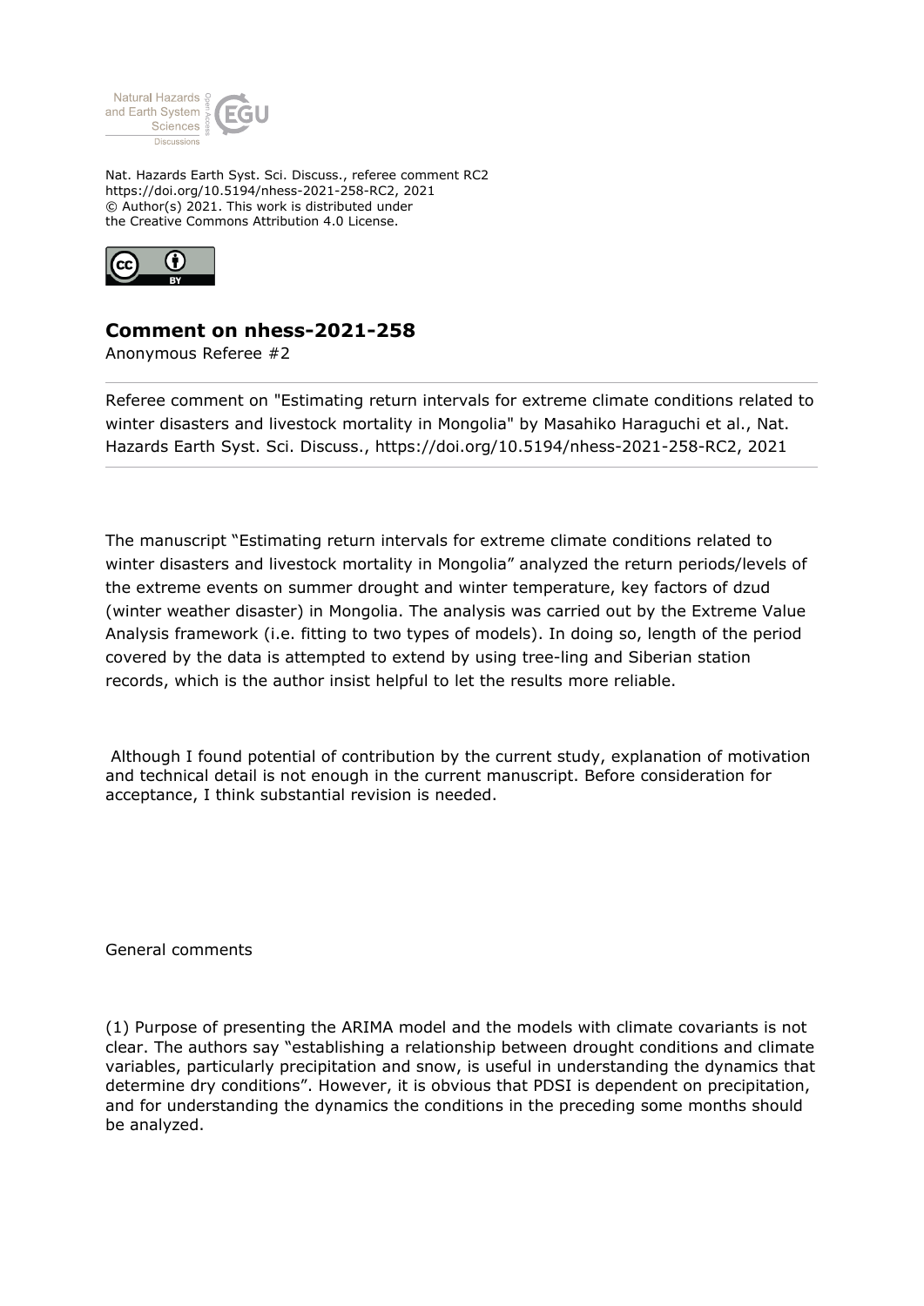Nat. Hazards Earth Syst. Sci. Discuss., referee comment RC2
https://doi.org/10.5194/nhess-2021-258-RC2, 2021
© Author(s) 2021. This work is distributed under
the Creative Commons Attribution 4.0 License.

## Comment on nhess-2021-258

Anonymous Referee #2

Referee comment on "Estimating return intervals for extreme climate conditions related to winter disasters and livestock mortality in Mongolia" by Masahiko Haraguchi et al., Nat. Hazards Earth Syst. Sci. Discuss., https://doi.org/10.5194/nhess-2021-258-RC2, 2021

---

The manuscript "Estimating return intervals for extreme climate conditions related to winter disasters and livestock mortality in Mongolia" analyzed the return periods/levels of the extreme events on summer drought and winter temperature, key factors of dzud (winter weather disaster) in Mongolia. The analysis was carried out by the Extreme Value Analysis framework (i.e. fitting to two types of models). In doing so, length of the period covered by the data is attempted to extend by using tree-ling and Siberian station records, which is the author insist helpful to let the results more reliable.

Although I found potential of contribution by the current study, explanation of motivation and technical detail is not enough in the current manuscript. Before consideration for acceptance, I think substantial revision is needed.

General comments

(1) Purpose of presenting the ARIMA model and the models with climate covariants is not clear. The authors say "establishing a relationship between drought conditions and climate variables, particularly precipitation and snow, is useful in understanding the dynamics that determine dry conditions". However, it is obvious that PDSI is dependent on precipitation, and for understanding the dynamics the conditions in the preceding some months should be analyzed.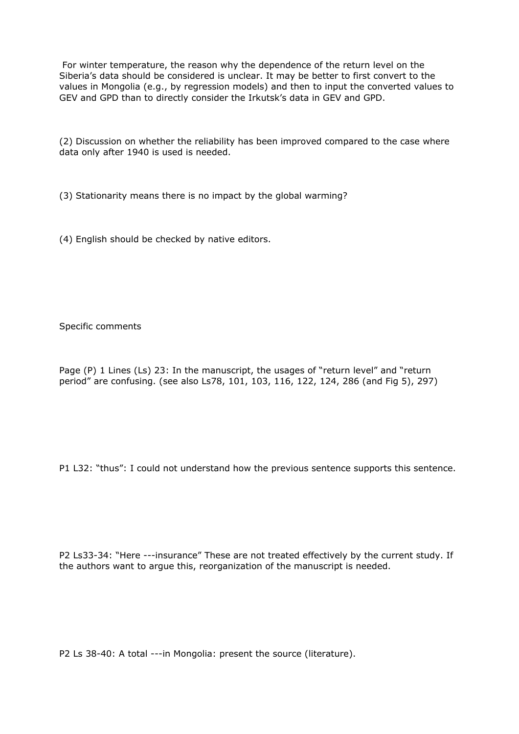For winter temperature, the reason why the dependence of the return level on the Siberia's data should be considered is unclear. It may be better to first convert to the values in Mongolia (e.g., by regression models) and then to input the converted values to GEV and GPD than to directly consider the Irkutsk's data in GEV and GPD.

(2) Discussion on whether the reliability has been improved compared to the case where data only after 1940 is used is needed.

(3) Stationarity means there is no impact by the global warming?

(4) English should be checked by native editors.

Specific comments

Page (P) 1 Lines (Ls) 23: In the manuscript, the usages of "return level" and "return period" are confusing. (see also Ls78, 101, 103, 116, 122, 124, 286 (and Fig 5), 297)

P1 L32: "thus": I could not understand how the previous sentence supports this sentence.

P2 Ls33-34: "Here ---insurance" These are not treated effectively by the current study. If the authors want to argue this, reorganization of the manuscript is needed.

P2 Ls 38-40: A total ---in Mongolia: present the source (literature).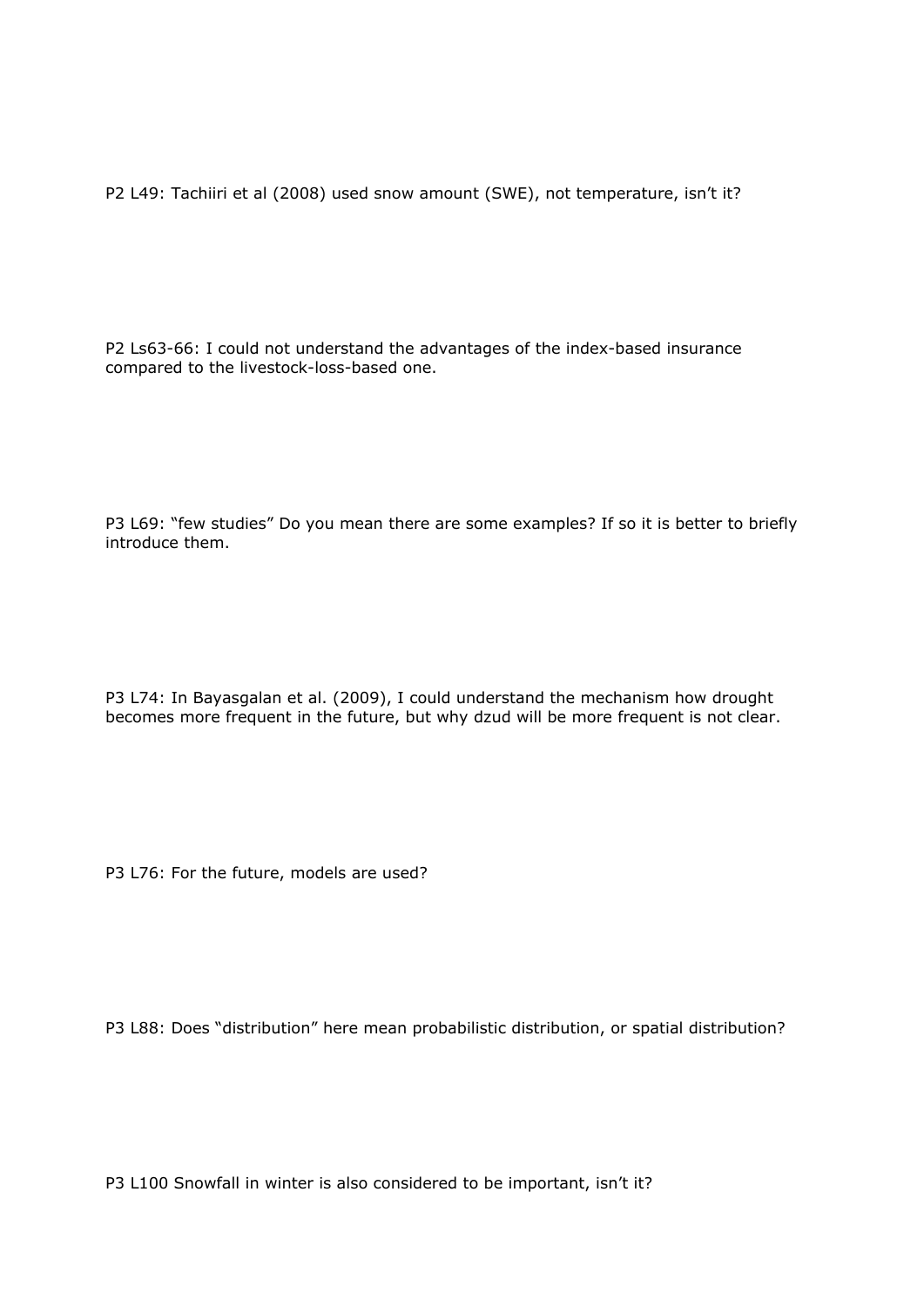P2 L49: Tachiiri et al (2008) used snow amount (SWE), not temperature, isn't it?

P2 Ls63-66: I could not understand the advantages of the index-based insurance compared to the livestock-loss-based one.

P3 L69: "few studies" Do you mean there are some examples? If so it is better to briefly introduce them.

P3 L74: In Bayasgalan et al. (2009), I could understand the mechanism how drought becomes more frequent in the future, but why dzud will be more frequent is not clear.

P3 L76: For the future, models are used?

P3 L88: Does "distribution" here mean probabilistic distribution, or spatial distribution?

P3 L100 Snowfall in winter is also considered to be important, isn't it?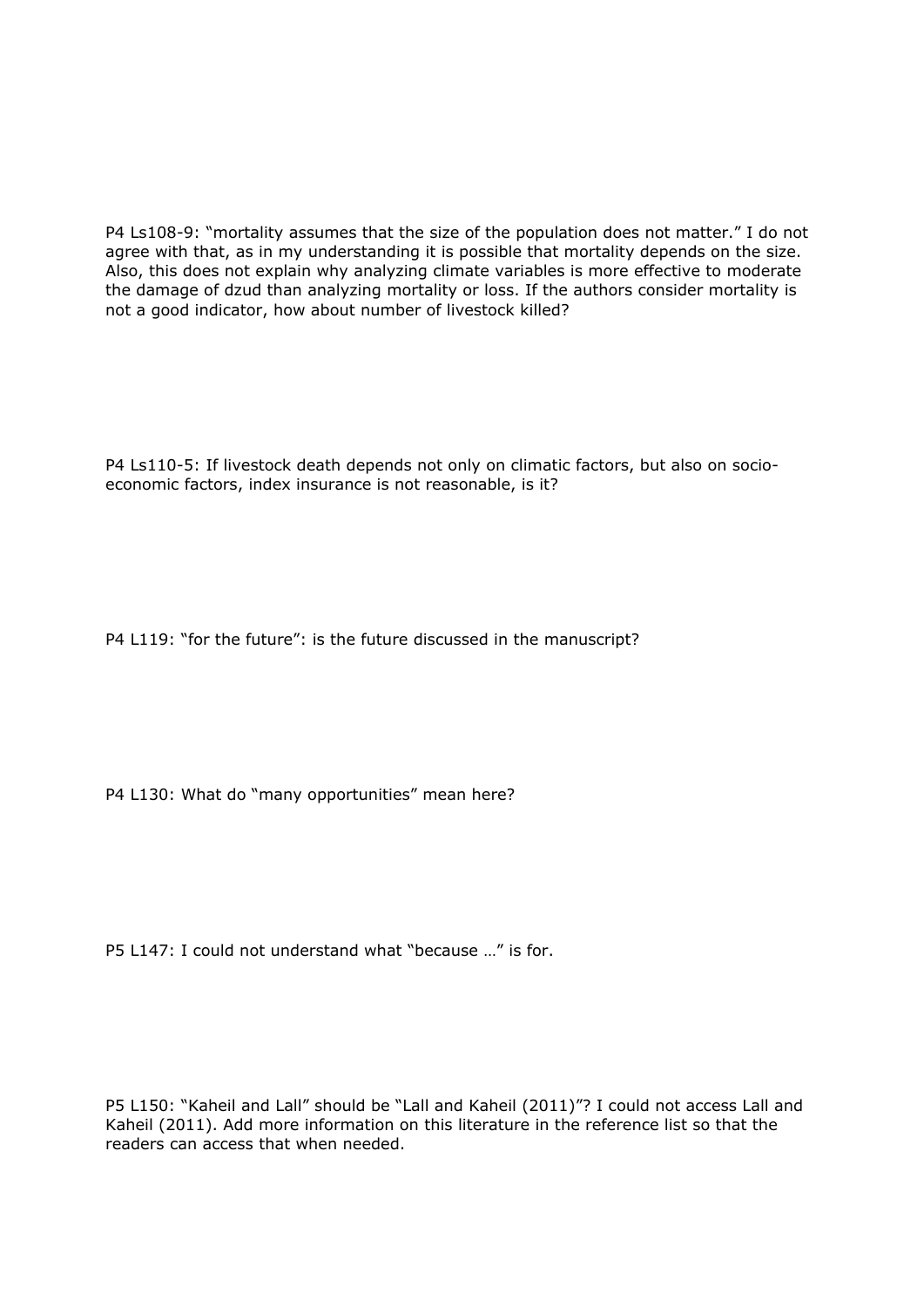P4 Ls108-9: "mortality assumes that the size of the population does not matter." I do not agree with that, as in my understanding it is possible that mortality depends on the size. Also, this does not explain why analyzing climate variables is more effective to moderate the damage of dzud than analyzing mortality or loss. If the authors consider mortality is not a good indicator, how about number of livestock killed?

P4 Ls110-5: If livestock death depends not only on climatic factors, but also on socio-economic factors, index insurance is not reasonable, is it?

P4 L119: "for the future": is the future discussed in the manuscript?

P4 L130: What do "many opportunities" mean here?

P5 L147: I could not understand what "because …" is for.

P5 L150: "Kaheil and Lall" should be "Lall and Kaheil (2011)"? I could not access Lall and Kaheil (2011). Add more information on this literature in the reference list so that the readers can access that when needed.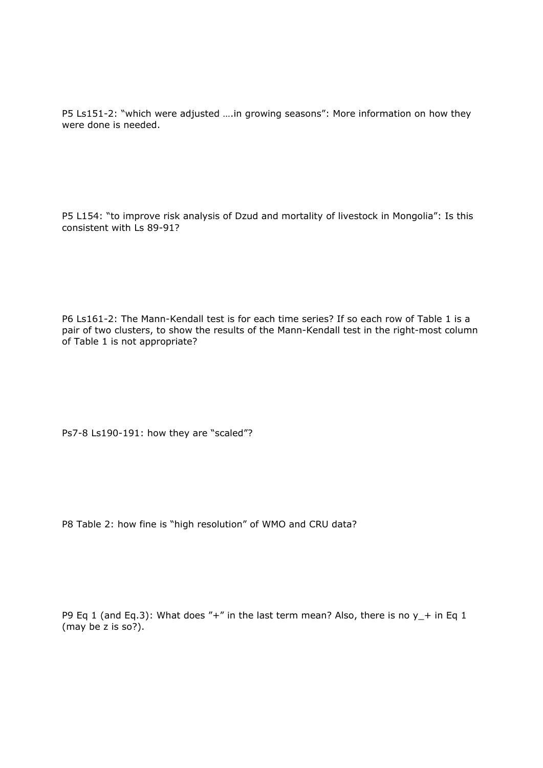P5 Ls151-2: “which were adjusted ….in growing seasons”: More information on how they were done is needed.

P5 L154: “to improve risk analysis of Dzud and mortality of livestock in Mongolia”: Is this consistent with Ls 89-91?

P6 Ls161-2: The Mann-Kendall test is for each time series? If so each row of Table 1 is a pair of two clusters, to show the results of the Mann-Kendall test in the right-most column of Table 1 is not appropriate?

Ps7-8 Ls190-191: how they are “scaled”?

P8 Table 2: how fine is “high resolution” of WMO and CRU data?

P9 Eq 1 (and Eq.3): What does ”+” in the last term mean? Also, there is no $y_+$ in Eq 1 (may be z is so?).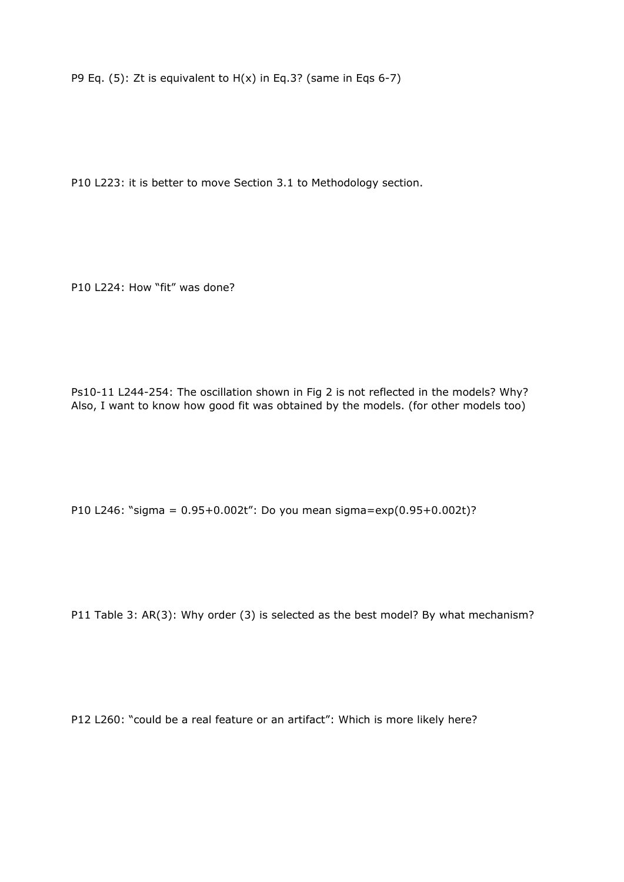P9 Eq. (5): Zt is equivalent to H(x) in Eq.3? (same in Eqs 6-7)

P10 L223: it is better to move Section 3.1 to Methodology section.

P10 L224: How "fit" was done?

Ps10-11 L244-254: The oscillation shown in Fig 2 is not reflected in the models? Why? Also, I want to know how good fit was obtained by the models. (for other models too)

P10 L246: "sigma = 0.95+0.002t": Do you mean sigma=exp(0.95+0.002t)?

P11 Table 3: AR(3): Why order (3) is selected as the best model? By what mechanism?

P12 L260: "could be a real feature or an artifact": Which is more likely here?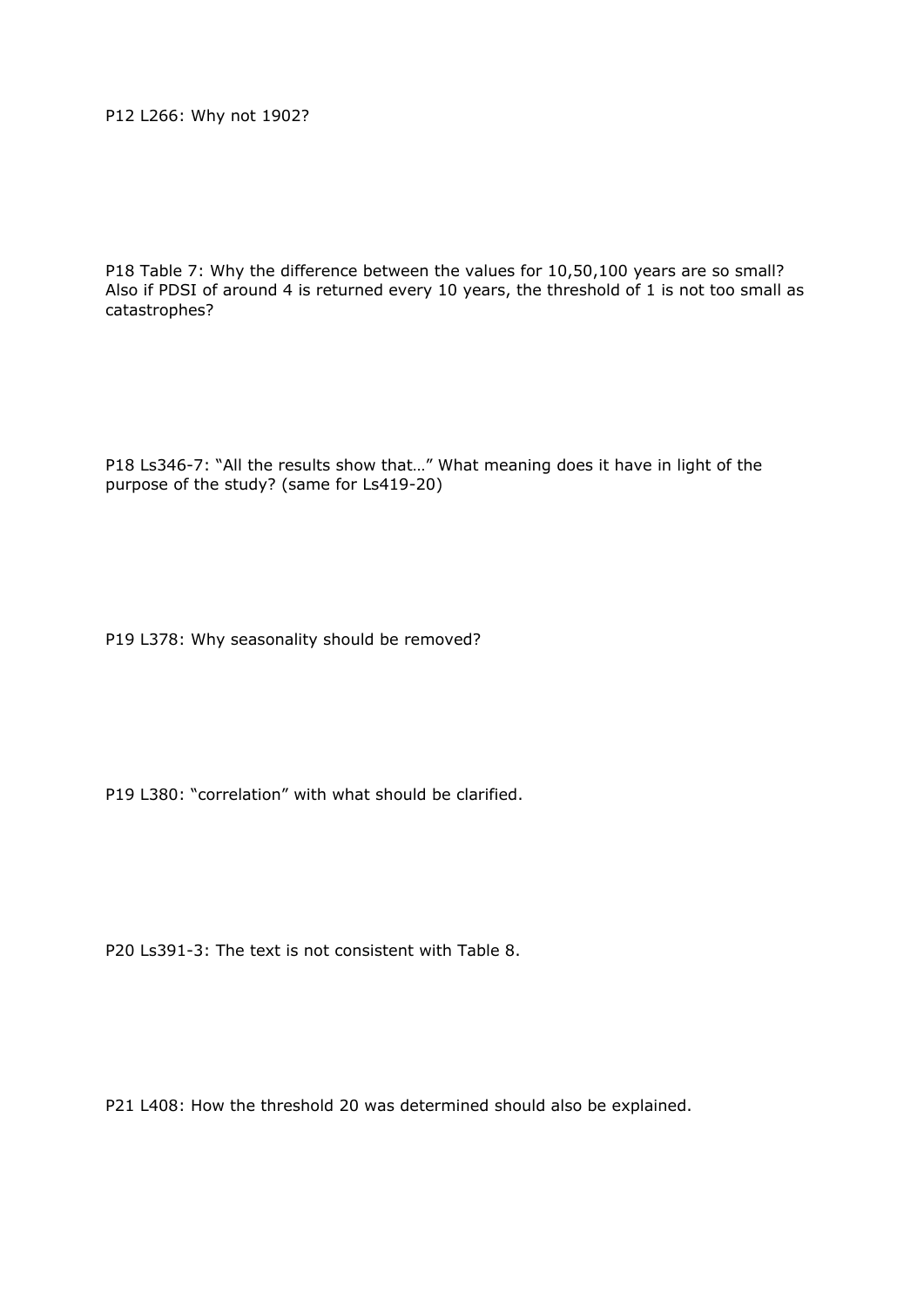P12 L266: Why not 1902?

P18 Table 7: Why the difference between the values for 10,50,100 years are so small? Also if PDSI of around 4 is returned every 10 years, the threshold of 1 is not too small as catastrophes?

P18 Ls346-7: "All the results show that…" What meaning does it have in light of the purpose of the study? (same for Ls419-20)

P19 L378: Why seasonality should be removed?

P19 L380: "correlation" with what should be clarified.

P20 Ls391-3: The text is not consistent with Table 8.

P21 L408: How the threshold 20 was determined should also be explained.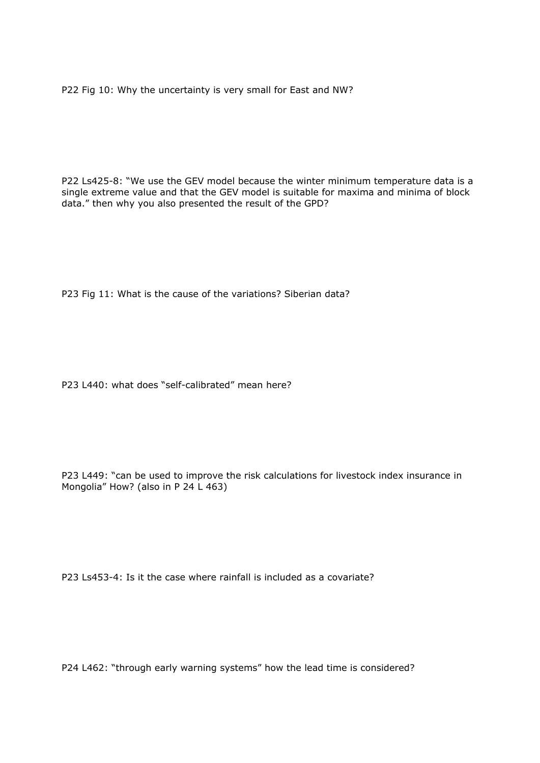P22 Fig 10: Why the uncertainty is very small for East and NW?

P22 Ls425-8: "We use the GEV model because the winter minimum temperature data is a single extreme value and that the GEV model is suitable for maxima and minima of block data." then why you also presented the result of the GPD?

P23 Fig 11: What is the cause of the variations? Siberian data?

P23 L440: what does "self-calibrated" mean here?

P23 L449: "can be used to improve the risk calculations for livestock index insurance in Mongolia" How? (also in P 24 L 463)

P23 Ls453-4: Is it the case where rainfall is included as a covariate?

P24 L462: "through early warning systems" how the lead time is considered?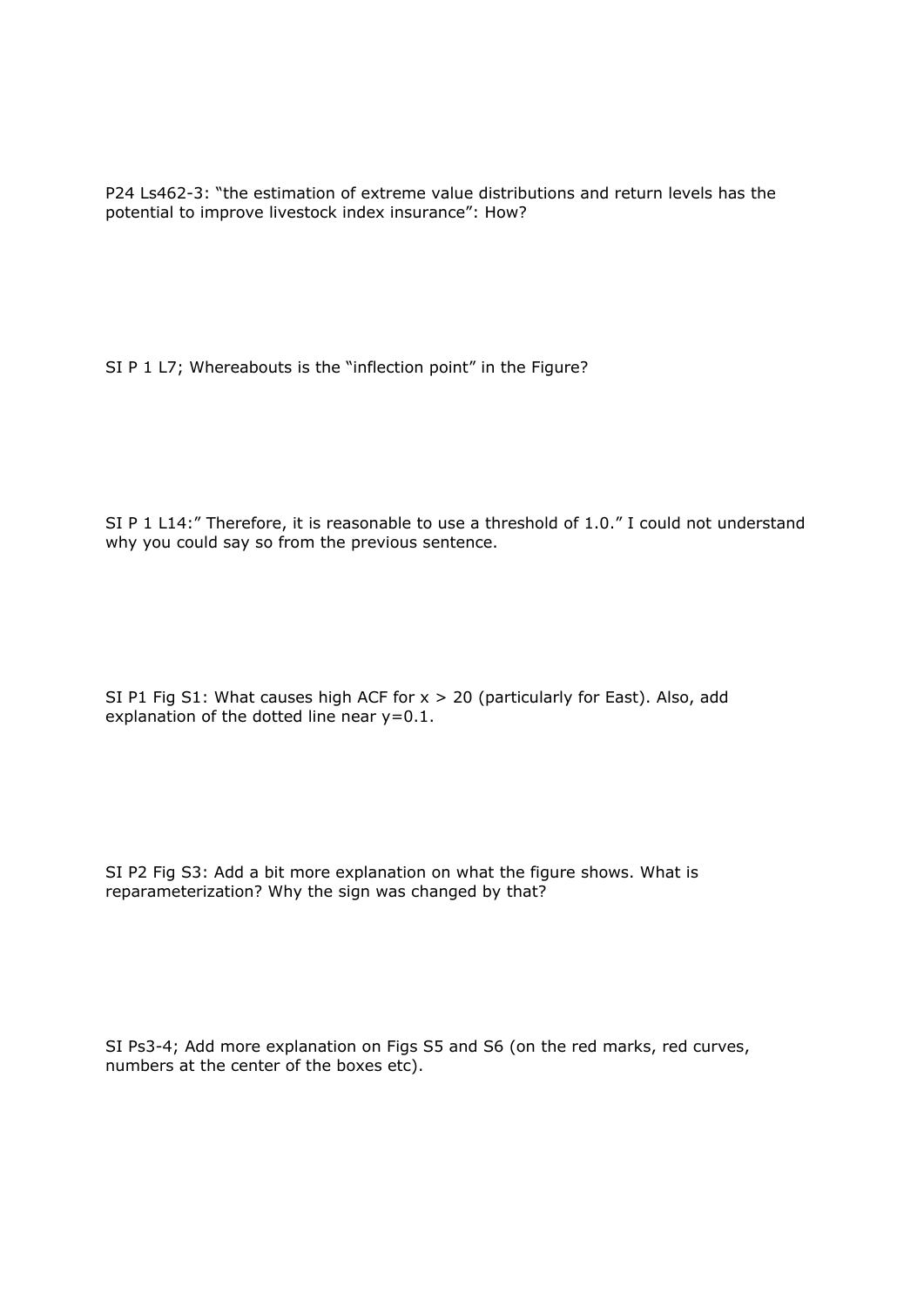P24 Ls462-3: “the estimation of extreme value distributions and return levels has the potential to improve livestock index insurance”: How?

SI P 1 L7; Whereabouts is the “inflection point” in the Figure?

SI P 1 L14:” Therefore, it is reasonable to use a threshold of 1.0.” I could not understand why you could say so from the previous sentence.

SI P1 Fig S1: What causes high ACF for $x > 20$ (particularly for East). Also, add explanation of the dotted line near $y=0.1$.

SI P2 Fig S3: Add a bit more explanation on what the figure shows. What is reparameterization? Why the sign was changed by that?

SI Ps3-4; Add more explanation on Figs S5 and S6 (on the red marks, red curves, numbers at the center of the boxes etc).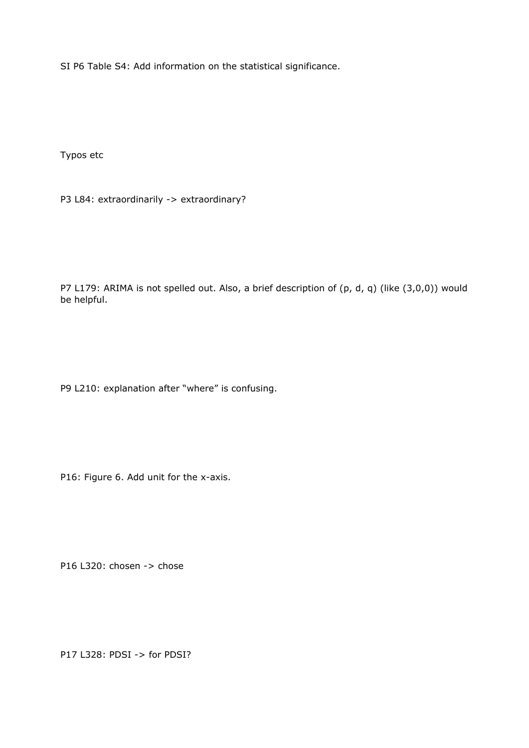SI P6 Table S4: Add information on the statistical significance.

Typos etc

P3 L84: extraordinarily -> extraordinary?

P7 L179: ARIMA is not spelled out. Also, a brief description of (p, d, q) (like (3,0,0)) would be helpful.

P9 L210: explanation after "where" is confusing.

P16: Figure 6. Add unit for the x-axis.

P16 L320: chosen -> chose

P17 L328: PDSI -> for PDSI?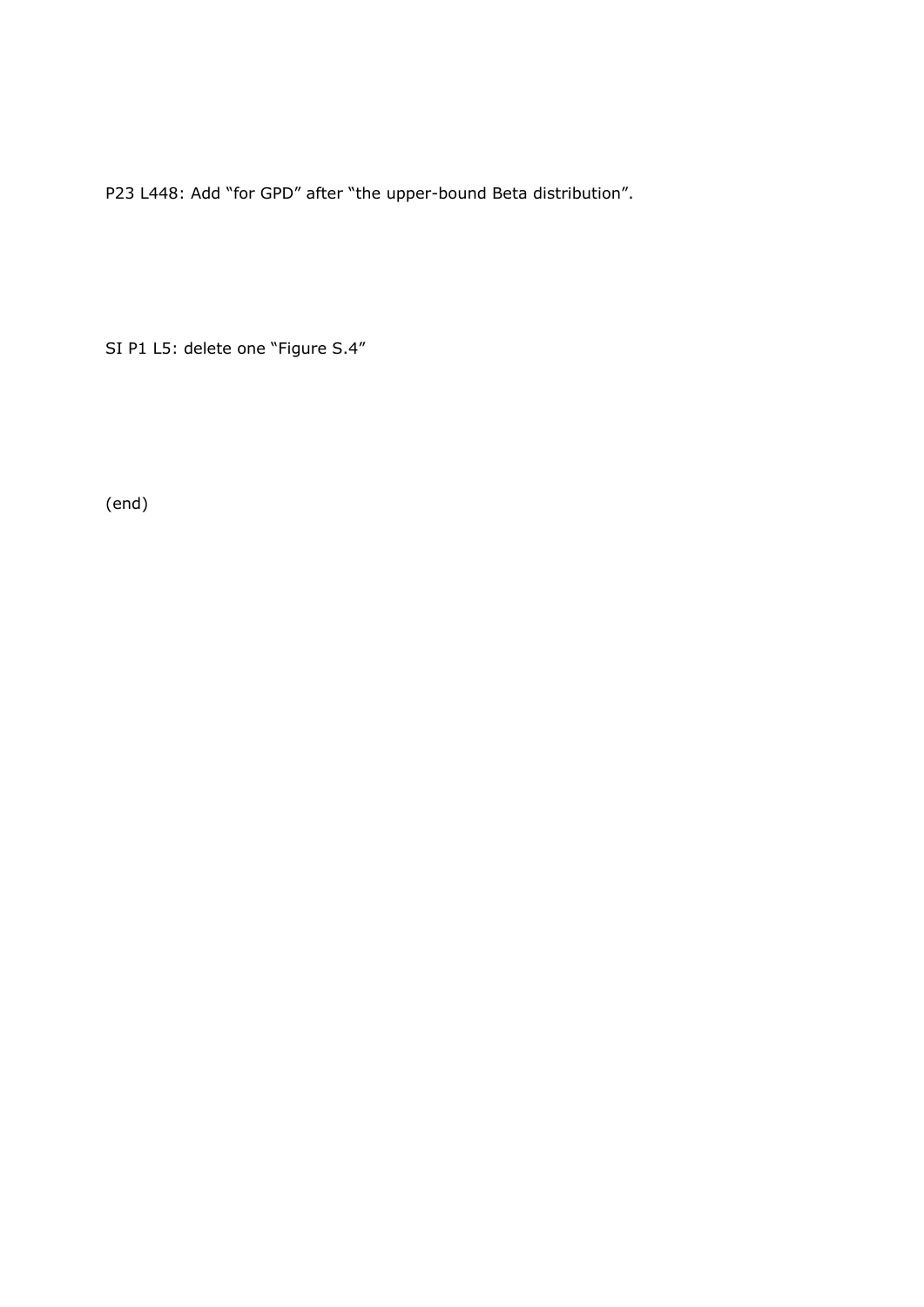P23 L448: Add “for GPD” after “the upper-bound Beta distribution”.

SI P1 L5: delete one “Figure S.4”

(end)